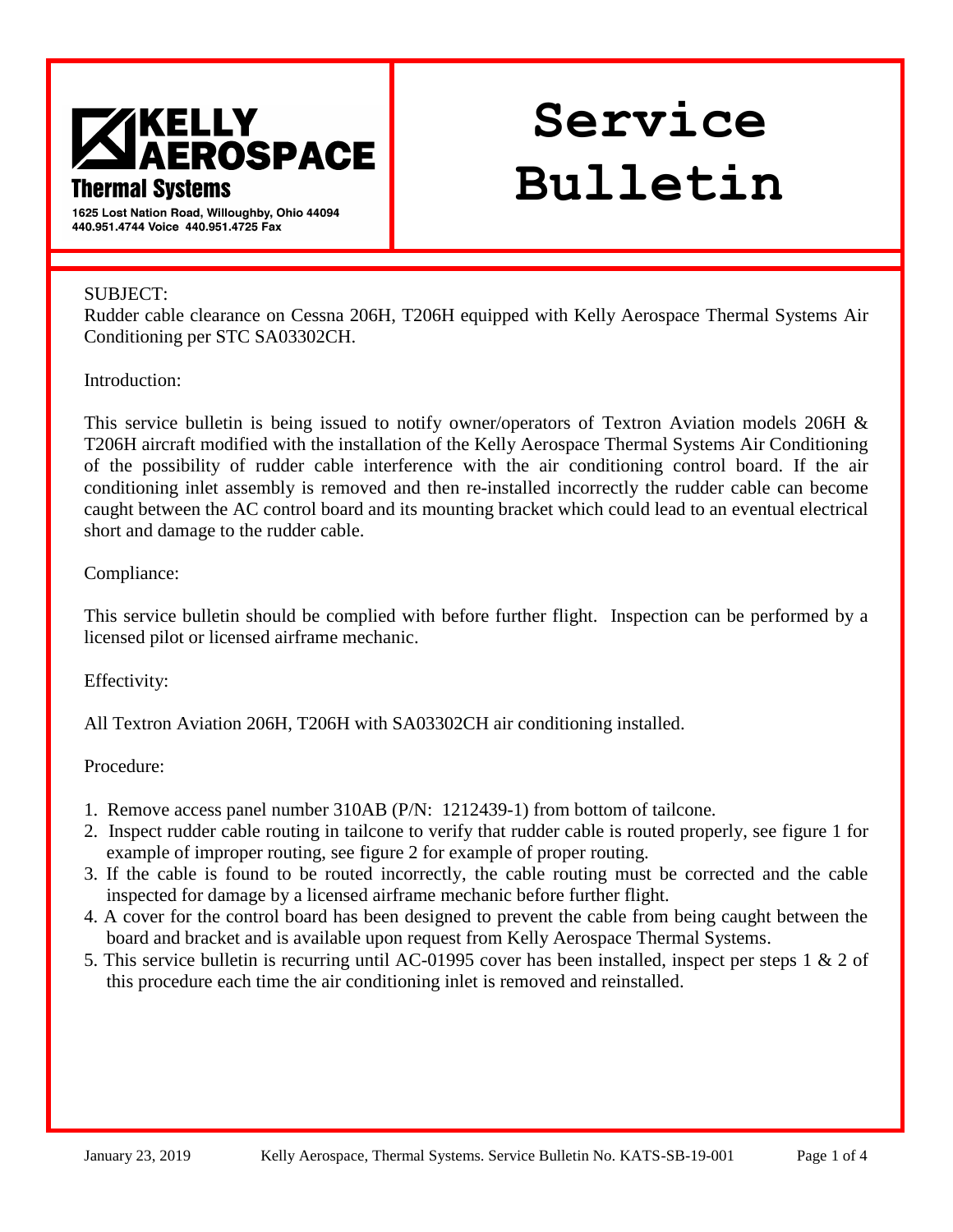**KELLY AEROSPACE**
**Thermal Systems**
1625 Lost Nation Road, Willoughby, Ohio 44094
440.951.4744 Voice 440.951.4725 Fax

# Service Bulletin

SUBJECT:
Rudder cable clearance on Cessna 206H, T206H equipped with Kelly Aerospace Thermal Systems Air Conditioning per STC SA03302CH.

Introduction:

This service bulletin is being issued to notify owner/operators of Textron Aviation models 206H & T206H aircraft modified with the installation of the Kelly Aerospace Thermal Systems Air Conditioning of the possibility of rudder cable interference with the air conditioning control board. If the air conditioning inlet assembly is removed and then re-installed incorrectly the rudder cable can become caught between the AC control board and its mounting bracket which could lead to an eventual electrical short and damage to the rudder cable.

Compliance:

This service bulletin should be complied with before further flight. Inspection can be performed by a licensed pilot or licensed airframe mechanic.

Effectivity:

All Textron Aviation 206H, T206H with SA03302CH air conditioning installed.

Procedure:

1. Remove access panel number 310AB (P/N: 1212439-1) from bottom of tailcone.
2. Inspect rudder cable routing in tailcone to verify that rudder cable is routed properly, see figure 1 for example of improper routing, see figure 2 for example of proper routing.
3. If the cable is found to be routed incorrectly, the cable routing must be corrected and the cable inspected for damage by a licensed airframe mechanic before further flight.
4. A cover for the control board has been designed to prevent the cable from being caught between the board and bracket and is available upon request from Kelly Aerospace Thermal Systems.
5. This service bulletin is recurring until AC-01995 cover has been installed, inspect per steps 1 & 2 of this procedure each time the air conditioning inlet is removed and reinstalled.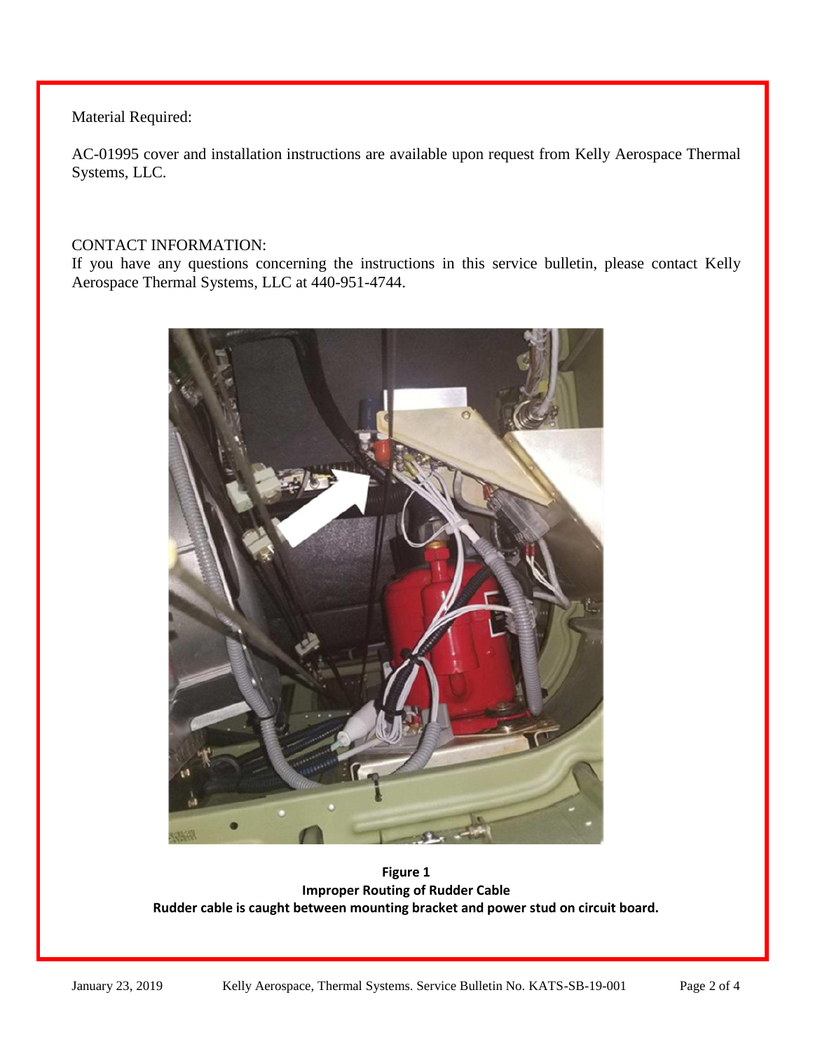Material Required:

AC-01995 cover and installation instructions are available upon request from Kelly Aerospace Thermal Systems, LLC.

CONTACT INFORMATION:
If you have any questions concerning the instructions in this service bulletin, please contact Kelly Aerospace Thermal Systems, LLC at 440-951-4744.

**Figure 1**
**Improper Routing of Rudder Cable**
**Rudder cable is caught between mounting bracket and power stud on circuit board.**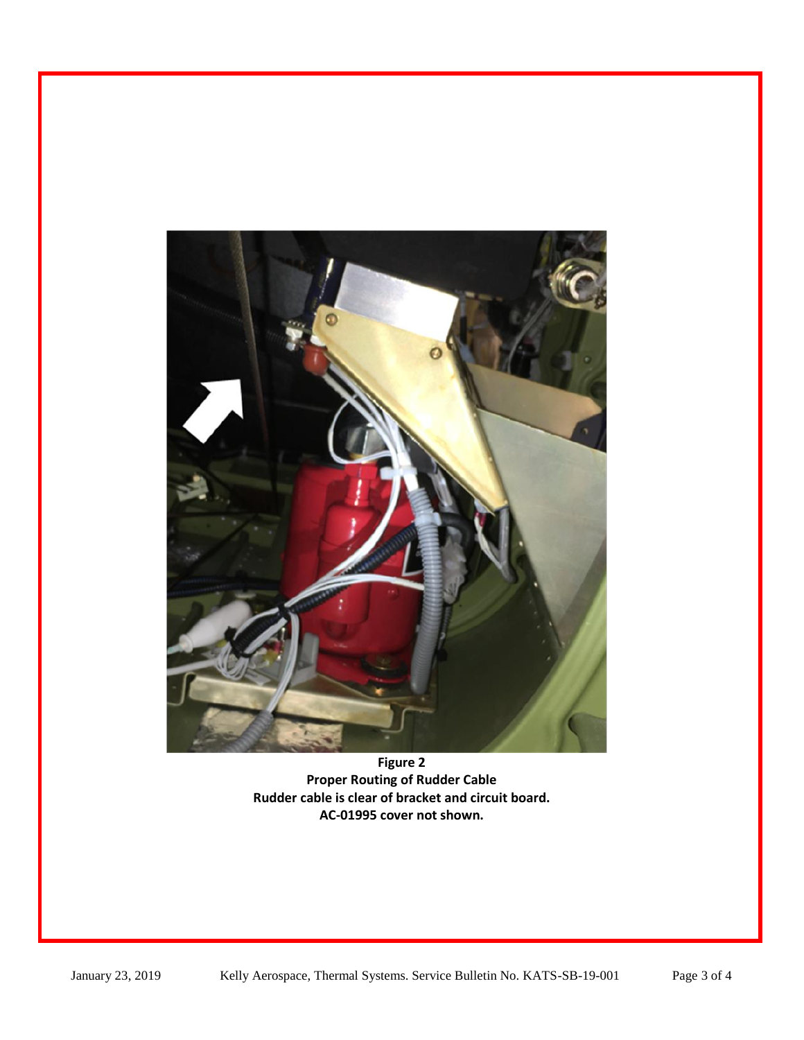**Figure 2**
**Proper Routing of Rudder Cable**
**Rudder cable is clear of bracket and circuit board.**
**AC-01995 cover not shown.**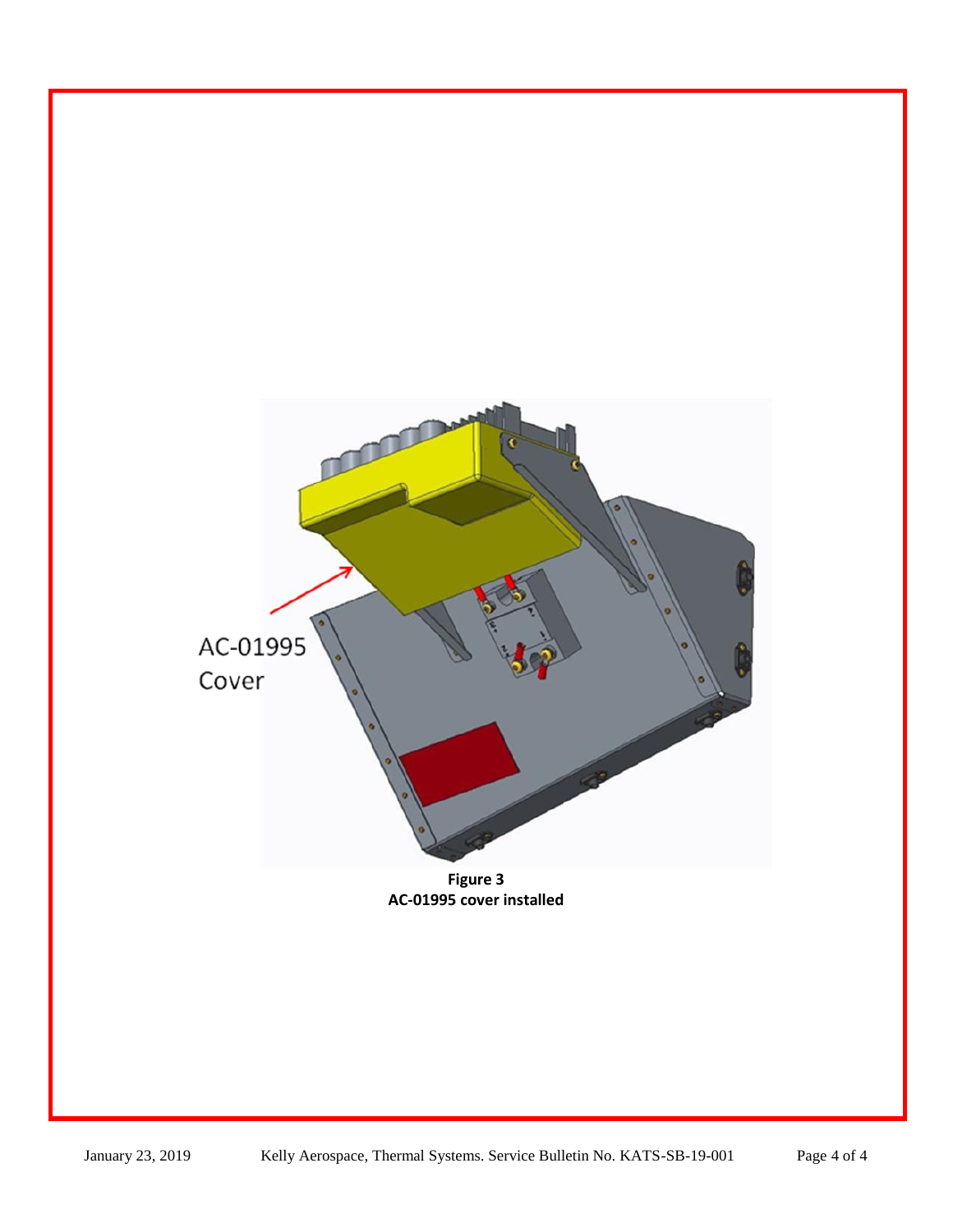AC-01995
Cover

**Figure 3**
**AC-01995 cover installed**